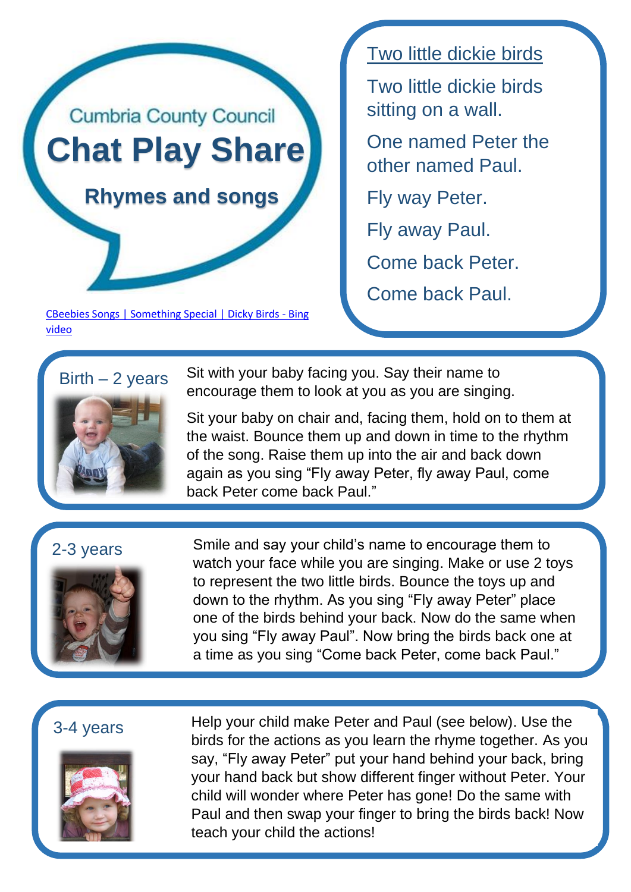Cumbria County Council

# Chat Play Share

## Rhymes and songs

[CBeebies Songs | Something Special | Dicky Birds - Bing video]

### Two little dickie birds

Two little dickie birds sitting on a wall.

One named Peter the other named Paul.

Fly way Peter.

Fly away Paul.

Come back Peter.

Come back Paul.

### Birth – 2 years

Sit with your baby facing you. Say their name to encourage them to look at you as you are singing.

Sit your baby on chair and, facing them, hold on to them at the waist. Bounce them up and down in time to the rhythm of the song. Raise them up into the air and back down again as you sing "Fly away Peter, fly away Paul, come back Peter come back Paul."

### 2-3 years

Smile and say your child's name to encourage them to watch your face while you are singing. Make or use 2 toys to represent the two little birds. Bounce the toys up and down to the rhythm. As you sing "Fly away Peter" place one of the birds behind your back. Now do the same when you sing "Fly away Paul". Now bring the birds back one at a time as you sing "Come back Peter, come back Paul."

### 3-4 years

Help your child make Peter and Paul (see below). Use the birds for the actions as you learn the rhyme together. As you say, "Fly away Peter" put your hand behind your back, bring your hand back but show different finger without Peter. Your child will wonder where Peter has gone! Do the same with Paul and then swap your finger to bring the birds back! Now teach your child the actions!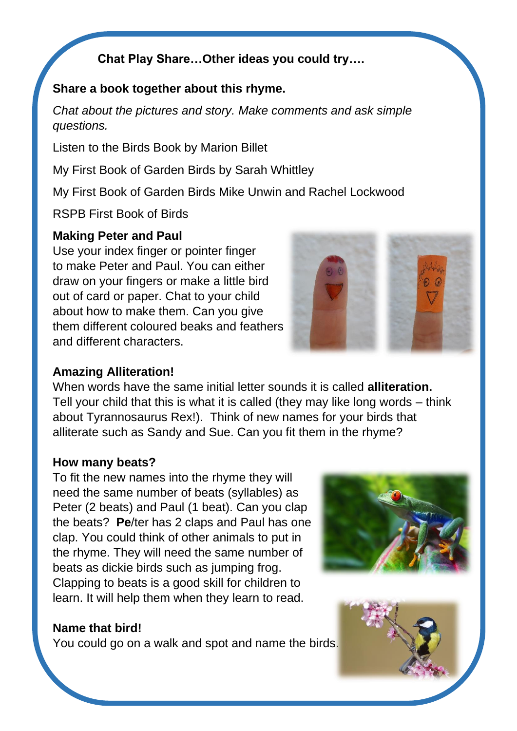## Chat Play Share…Other ideas you could try….

### Share a book together about this rhyme.

*Chat about the pictures and story. Make comments and ask simple questions.*

Listen to the Birds Book by Marion Billet

My First Book of Garden Birds by Sarah Whittley

My First Book of Garden Birds Mike Unwin and Rachel Lockwood

RSPB First Book of Birds

### Making Peter and Paul

Use your index finger or pointer finger to make Peter and Paul. You can either draw on your fingers or make a little bird out of card or paper. Chat to your child about how to make them. Can you give them different coloured beaks and feathers and different characters.

### Amazing Alliteration!

When words have the same initial letter sounds it is called **alliteration.** Tell your child that this is what it is called (they may like long words – think about Tyrannosaurus Rex!). Think of new names for your birds that alliterate such as Sandy and Sue. Can you fit them in the rhyme?

### How many beats?

To fit the new names into the rhyme they will need the same number of beats (syllables) as Peter (2 beats) and Paul (1 beat). Can you clap the beats? **Pe**/ter has 2 claps and Paul has one clap. You could think of other animals to put in the rhyme. They will need the same number of beats as dickie birds such as jumping frog. Clapping to beats is a good skill for children to learn. It will help them when they learn to read.

### Name that bird!

You could go on a walk and spot and name the birds.